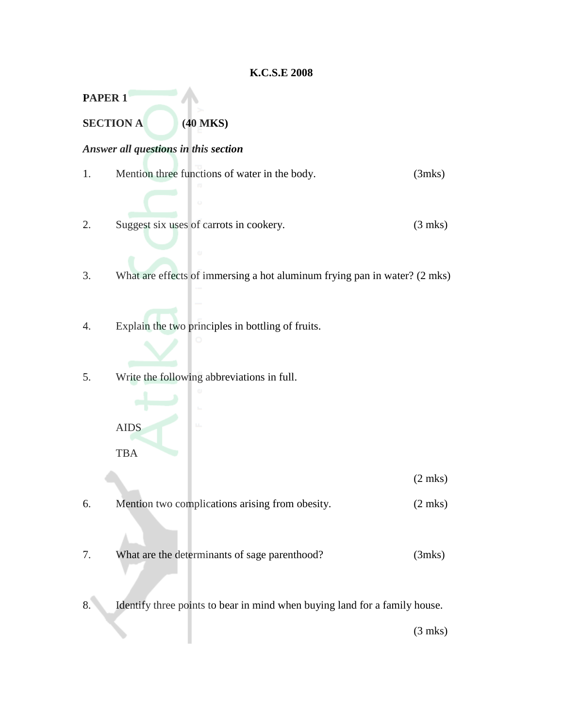**K.C.S.E 2008**

**PAPER 1**

**SECTION A (40 MKS)**

***Answer all questions in this section***

1. Mention three functions of water in the body. (3mks)

2. Suggest six uses of carrots in cookery. (3 mks)

3. What are effects of immersing a hot aluminum frying pan in water? (2 mks)

4. Explain the two principles in bottling of fruits.

5. Write the following abbreviations in full.

   AIDS

   TBA

   (2 mks)

6. Mention two complications arising from obesity. (2 mks)

7. What are the determinants of sage parenthood? (3mks)

8. Identify three points to bear in mind when buying land for a family house.

   (3 mks)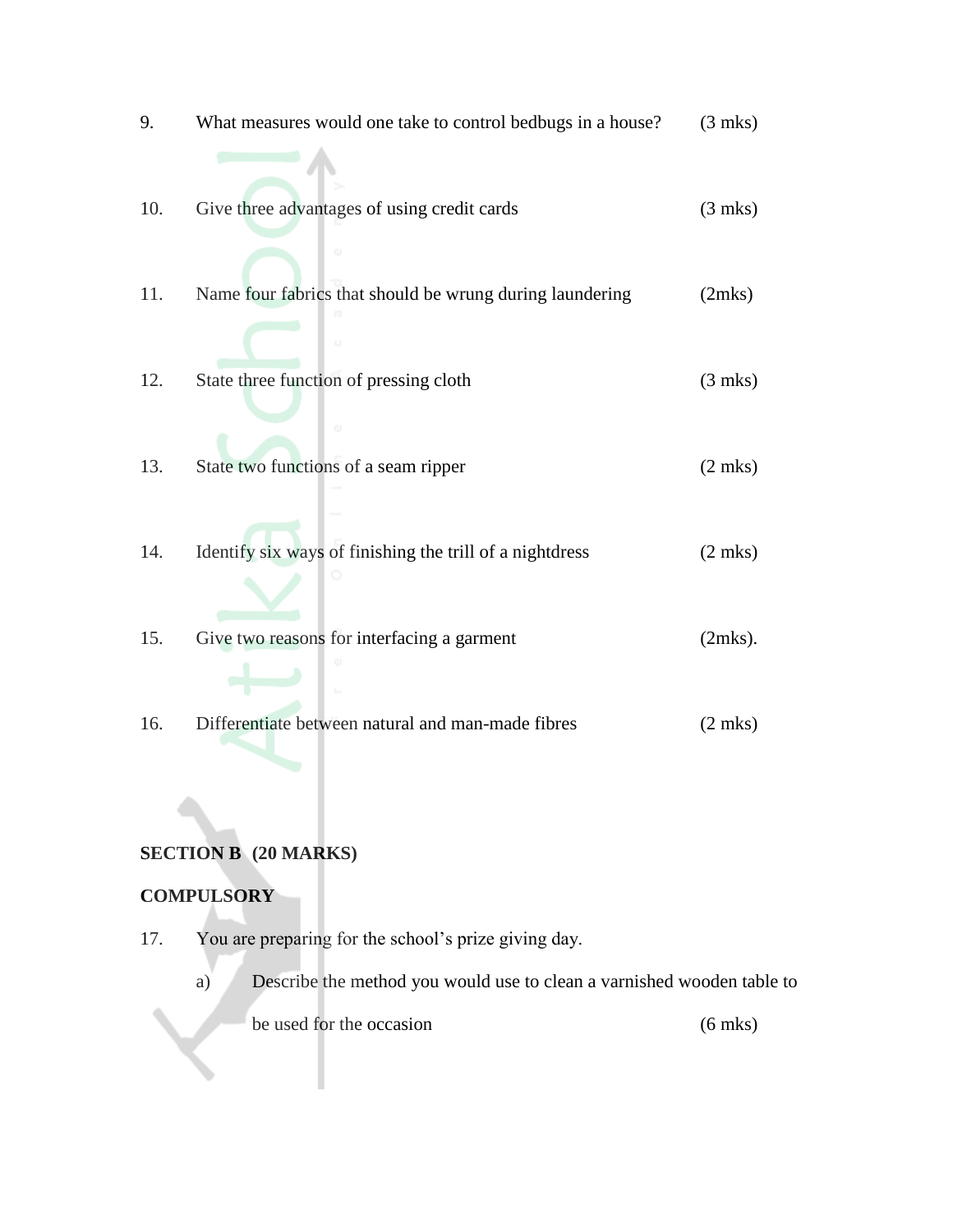9. What measures would one take to control bedbugs in a house? (3 mks)

10. Give three advantages of using credit cards (3 mks)

11. Name four fabrics that should be wrung during laundering (2mks)

12. State three function of pressing cloth (3 mks)

13. State two functions of a seam ripper (2 mks)

14. Identify six ways of finishing the trill of a nightdress (2 mks)

15. Give two reasons for interfacing a garment (2mks).

16. Differentiate between natural and man-made fibres (2 mks)

**SECTION B (20 MARKS)**

**COMPULSORY**

17. You are preparing for the school's prize giving day.

    a) Describe the method you would use to clean a varnished wooden table to be used for the occasion (6 mks)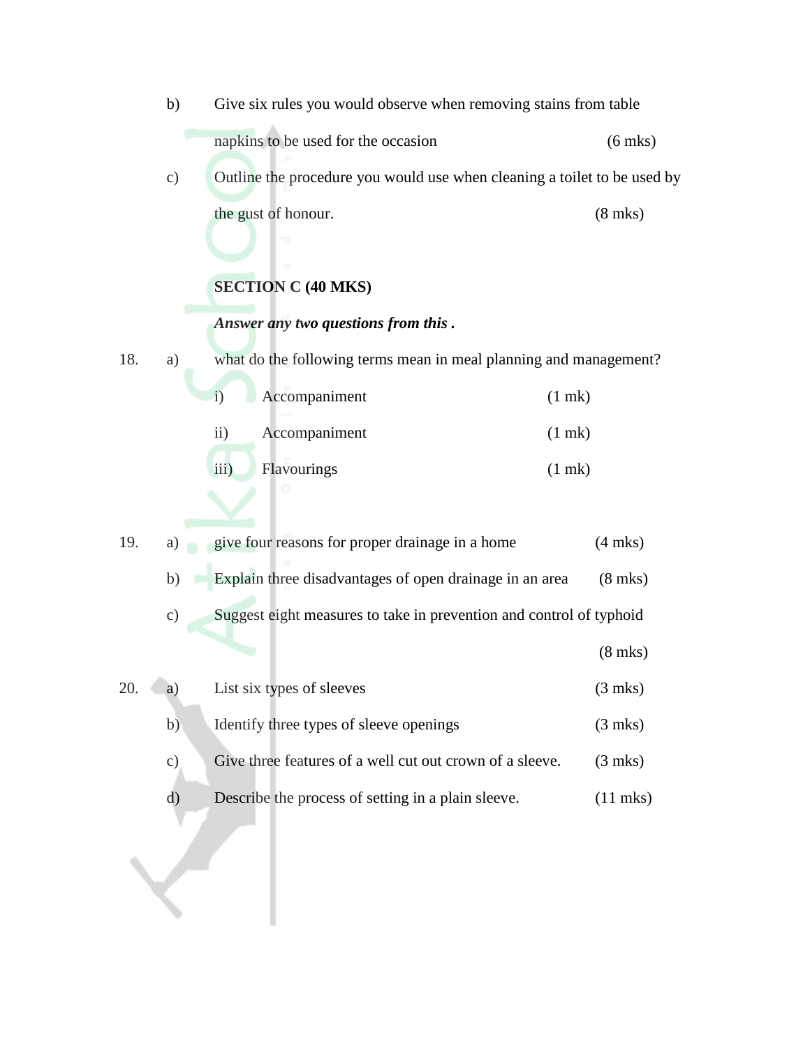b) Give six rules you would observe when removing stains from table napkins to be used for the occasion (6 mks)

c) Outline the procedure you would use when cleaning a toilet to be used by the gust of honour. (8 mks)

**SECTION C (40 MKS)**

***Answer any two questions from this .***

18. a) what do the following terms mean in meal planning and management?

    i) Accompaniment (1 mk)

    ii) Accompaniment (1 mk)

    iii) Flavourings (1 mk)

19. a) give four reasons for proper drainage in a home (4 mks)

    b) Explain three disadvantages of open drainage in an area (8 mks)

    c) Suggest eight measures to take in prevention and control of typhoid (8 mks)

20. a) List six types of sleeves (3 mks)

    b) Identify three types of sleeve openings (3 mks)

    c) Give three features of a well cut out crown of a sleeve. (3 mks)

    d) Describe the process of setting in a plain sleeve. (11 mks)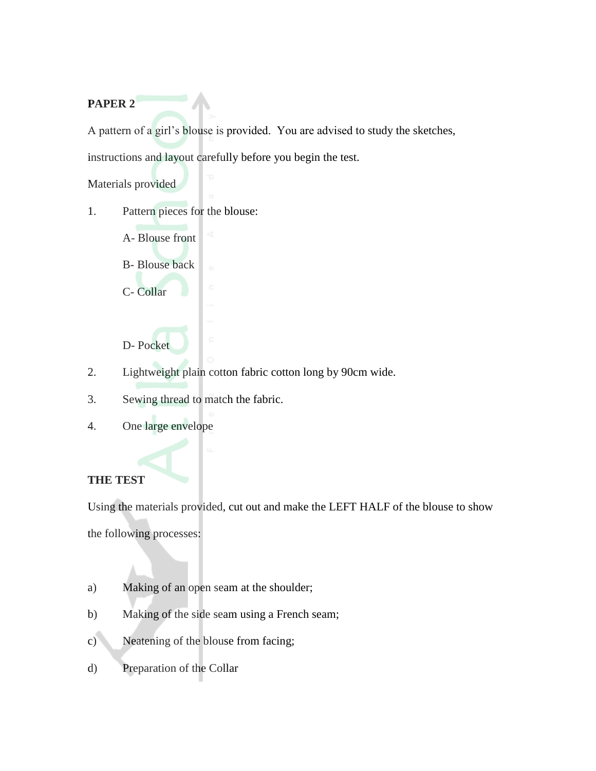**PAPER 2**

A pattern of a girl's blouse is provided. You are advised to study the sketches, instructions and layout carefully before you begin the test.

Materials provided

1. Pattern pieces for the blouse:

   A- Blouse front

   B- Blouse back

   C- Collar

   D- Pocket

2. Lightweight plain cotton fabric cotton long by 90cm wide.
3. Sewing thread to match the fabric.
4. One large envelope

**THE TEST**

Using the materials provided, cut out and make the LEFT HALF of the blouse to show the following processes:

a) Making of an open seam at the shoulder;

b) Making of the side seam using a French seam;

c) Neatening of the blouse from facing;

d) Preparation of the Collar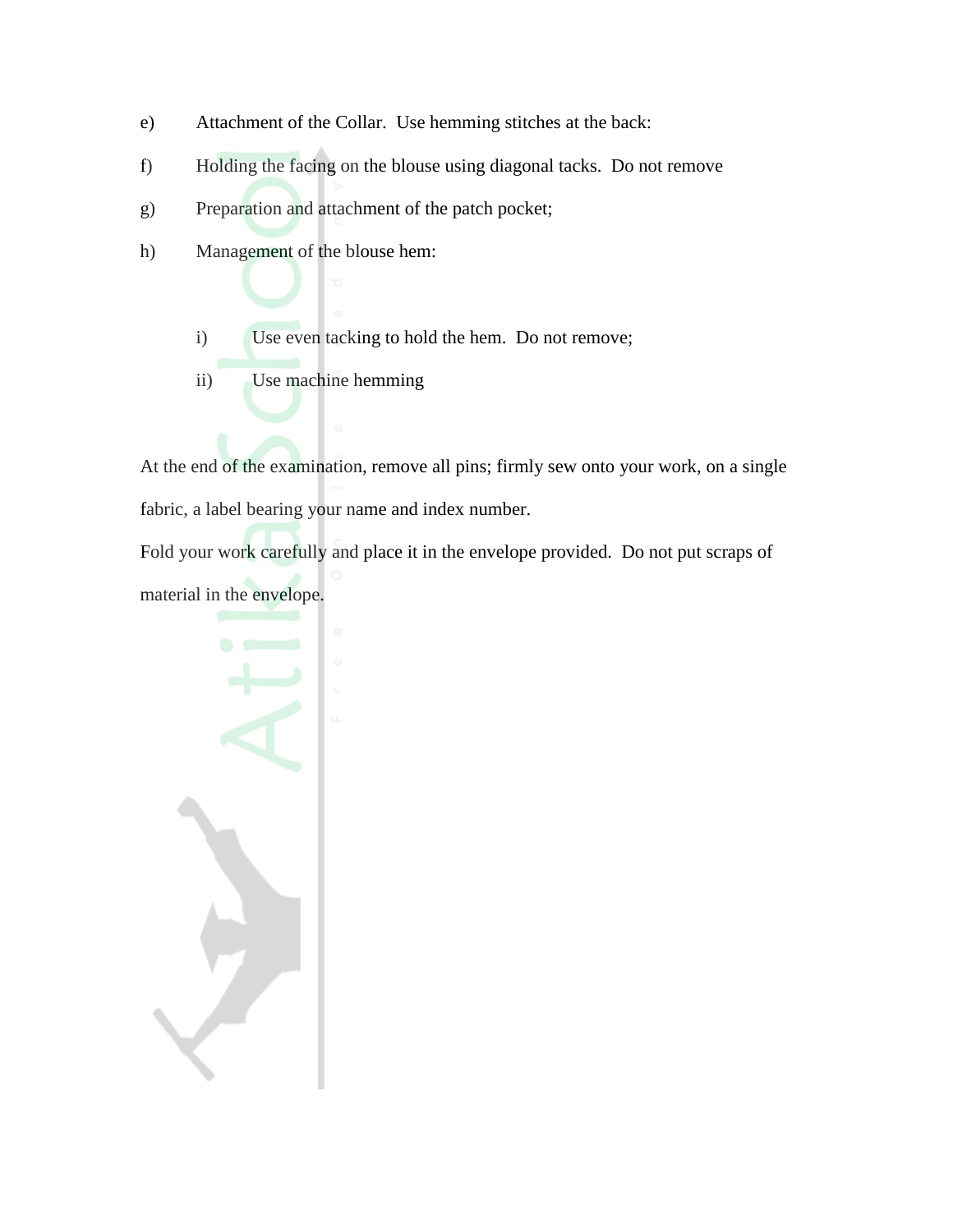e) Attachment of the Collar. Use hemming stitches at the back:

f) Holding the facing on the blouse using diagonal tacks. Do not remove

g) Preparation and attachment of the patch pocket;

h) Management of the blouse hem:

   i) Use even tacking to hold the hem. Do not remove;

   ii) Use machine hemming

At the end of the examination, remove all pins; firmly sew onto your work, on a single fabric, a label bearing your name and index number.

Fold your work carefully and place it in the envelope provided. Do not put scraps of material in the envelope.